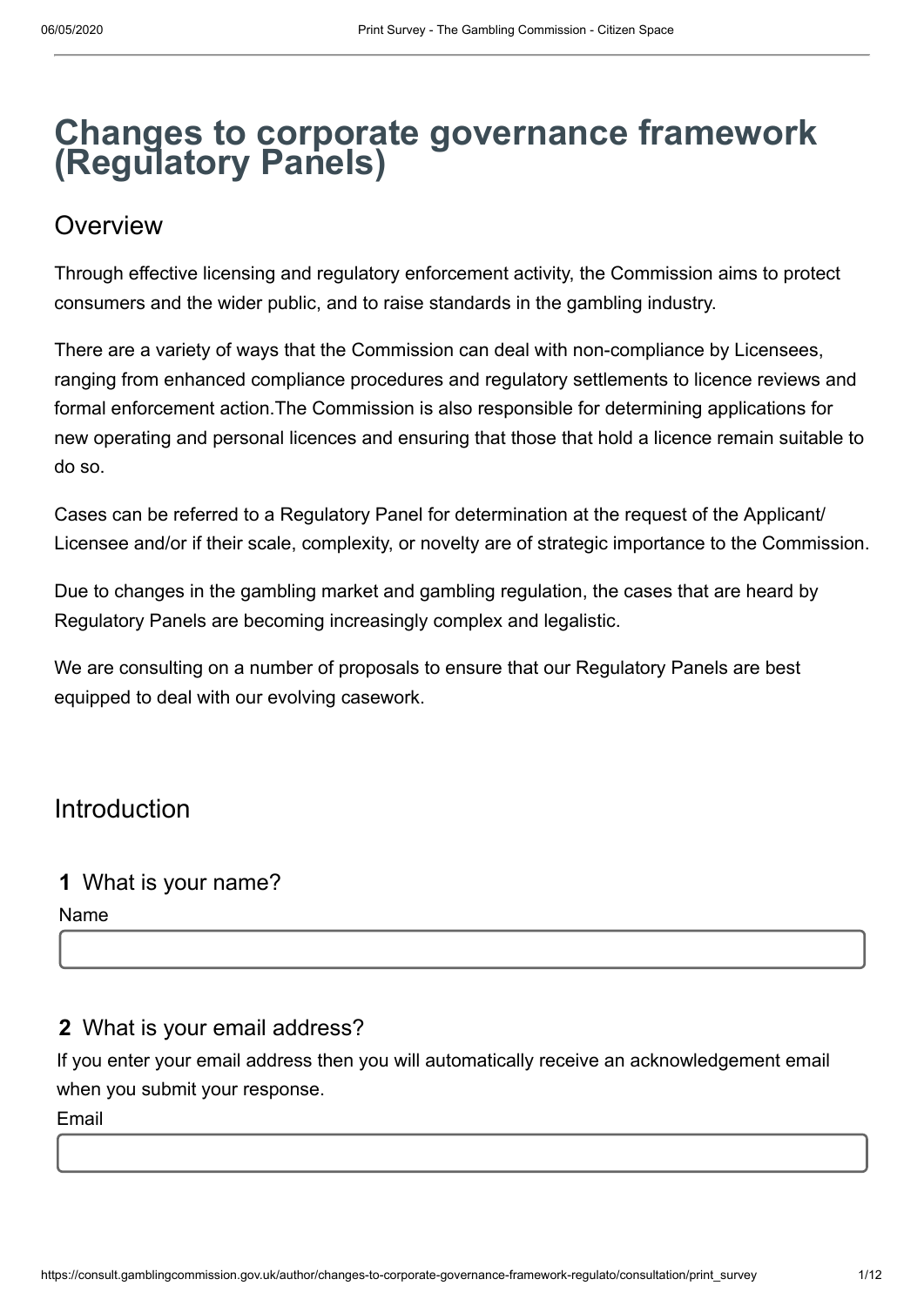# Changes to corporate governance framework (Regulatory Panels)

## Overview

Through effective licensing and regulatory enforcement activity, the Commission aims to protect consumers and the wider public, and to raise standards in the gambling industry.

There are a variety of ways that the Commission can deal with non-compliance by Licensees, ranging from enhanced compliance procedures and regulatory settlements to licence reviews and formal enforcement action.The Commission is also responsible for determining applications for new operating and personal licences and ensuring that those that hold a licence remain suitable to do so.

Cases can be referred to a Regulatory Panel for determination at the request of the Applicant/ Licensee and/or if their scale, complexity, or novelty are of strategic importance to the Commission.

Due to changes in the gambling market and gambling regulation, the cases that are heard by Regulatory Panels are becoming increasingly complex and legalistic.

We are consulting on a number of proposals to ensure that our Regulatory Panels are best equipped to deal with our evolving casework.

## Introduction

### 1 What is your name?

Name

### 2 What is your email address?

If you enter your email address then you will automatically receive an acknowledgement email when you submit your response.

Email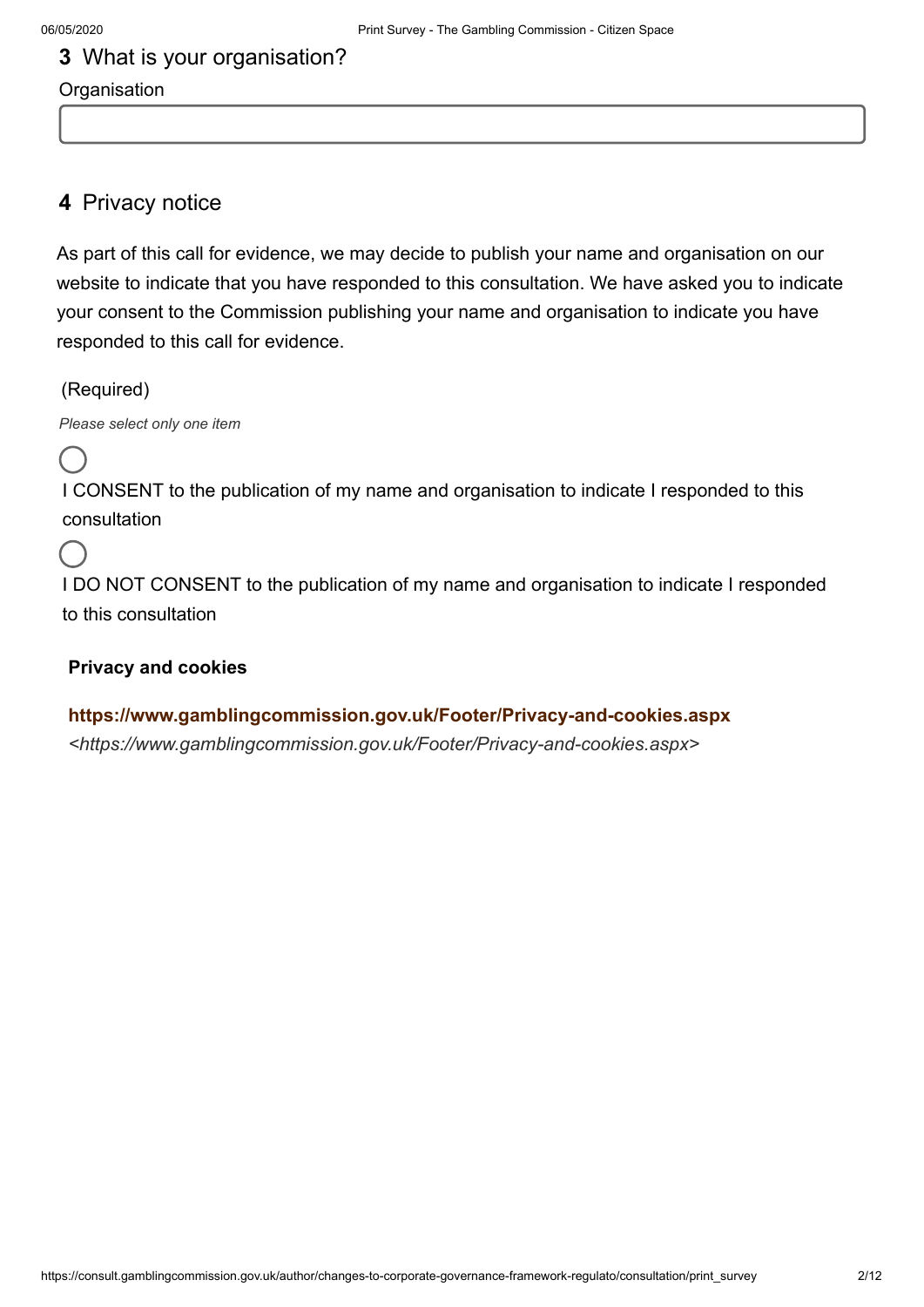## 3 What is your organisation?

Organisation

## 4 Privacy notice

As part of this call for evidence, we may decide to publish your name and organisation on our website to indicate that you have responded to this consultation. We have asked you to indicate your consent to the Commission publishing your name and organisation to indicate you have responded to this call for evidence.

(Required)

*Please select only one item*

- I CONSENT to the publication of my name and organisation to indicate I responded to this consultation
- I DO NOT CONSENT to the publication of my name and organisation to indicate I responded to this consultation

**Privacy and cookies**

**https://www.gamblingcommission.gov.uk/Footer/Privacy-and-cookies.aspx**
*<https://www.gamblingcommission.gov.uk/Footer/Privacy-and-cookies.aspx>*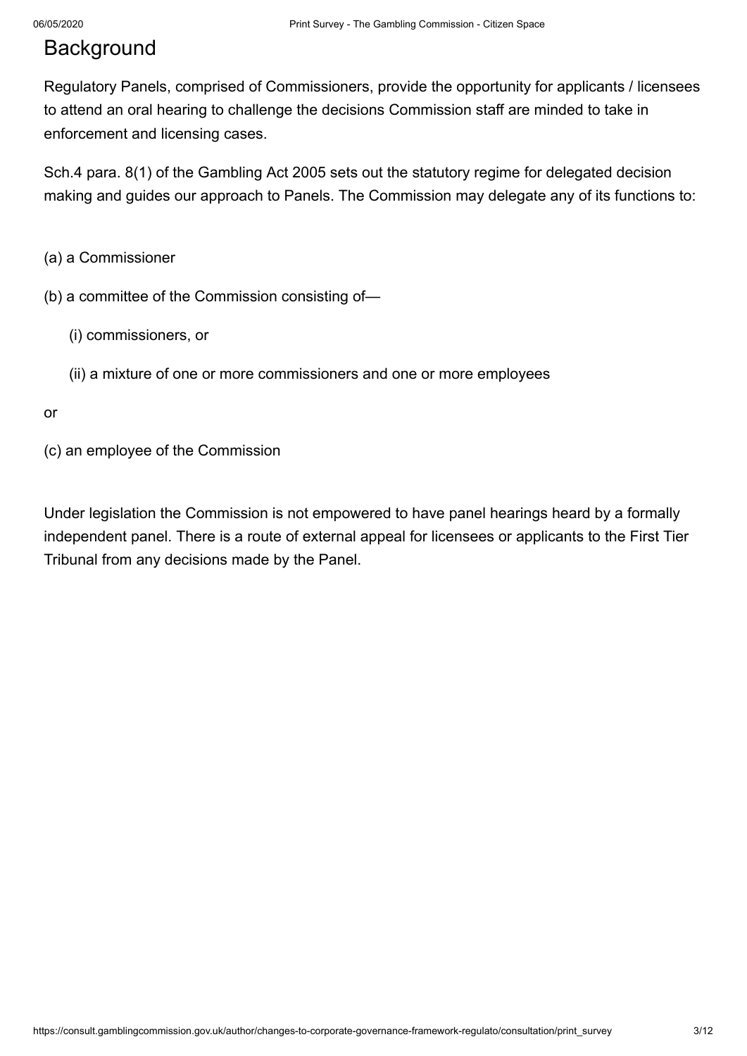# Background

Regulatory Panels, comprised of Commissioners, provide the opportunity for applicants / licensees to attend an oral hearing to challenge the decisions Commission staff are minded to take in enforcement and licensing cases.

Sch.4 para. 8(1) of the Gambling Act 2005 sets out the statutory regime for delegated decision making and guides our approach to Panels. The Commission may delegate any of its functions to:

(a) a Commissioner

(b) a committee of the Commission consisting of—

  (i) commissioners, or

  (ii) a mixture of one or more commissioners and one or more employees

or

(c) an employee of the Commission

Under legislation the Commission is not empowered to have panel hearings heard by a formally independent panel. There is a route of external appeal for licensees or applicants to the First Tier Tribunal from any decisions made by the Panel.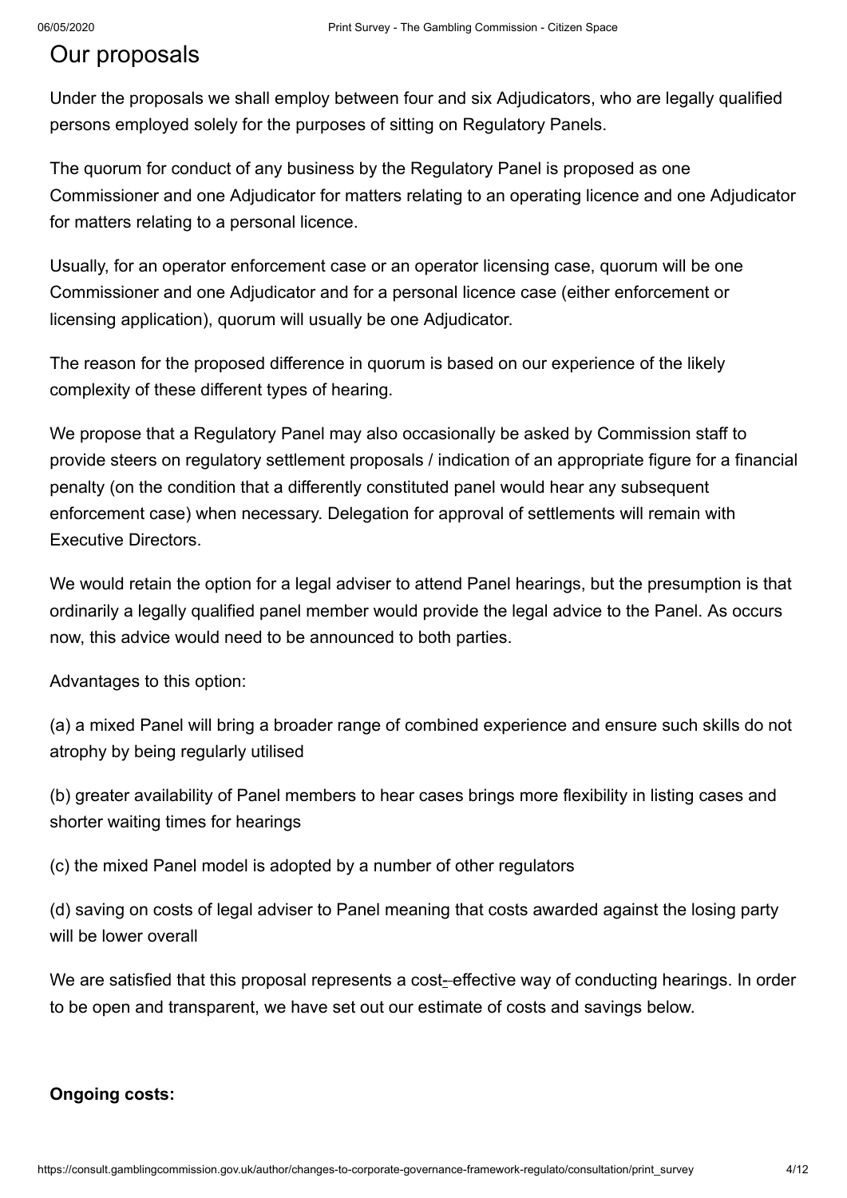## Our proposals

Under the proposals we shall employ between four and six Adjudicators, who are legally qualified persons employed solely for the purposes of sitting on Regulatory Panels.

The quorum for conduct of any business by the Regulatory Panel is proposed as one Commissioner and one Adjudicator for matters relating to an operating licence and one Adjudicator for matters relating to a personal licence.

Usually, for an operator enforcement case or an operator licensing case, quorum will be one Commissioner and one Adjudicator and for a personal licence case (either enforcement or licensing application), quorum will usually be one Adjudicator.

The reason for the proposed difference in quorum is based on our experience of the likely complexity of these different types of hearing.

We propose that a Regulatory Panel may also occasionally be asked by Commission staff to provide steers on regulatory settlement proposals / indication of an appropriate figure for a financial penalty (on the condition that a differently constituted panel would hear any subsequent enforcement case) when necessary. Delegation for approval of settlements will remain with Executive Directors.

We would retain the option for a legal adviser to attend Panel hearings, but the presumption is that ordinarily a legally qualified panel member would provide the legal advice to the Panel. As occurs now, this advice would need to be announced to both parties.

Advantages to this option:

(a) a mixed Panel will bring a broader range of combined experience and ensure such skills do not atrophy by being regularly utilised

(b) greater availability of Panel members to hear cases brings more flexibility in listing cases and shorter waiting times for hearings

(c) the mixed Panel model is adopted by a number of other regulators

(d) saving on costs of legal adviser to Panel meaning that costs awarded against the losing party will be lower overall

We are satisfied that this proposal represents a cost-effective way of conducting hearings. In order to be open and transparent, we have set out our estimate of costs and savings below.

**Ongoing costs:**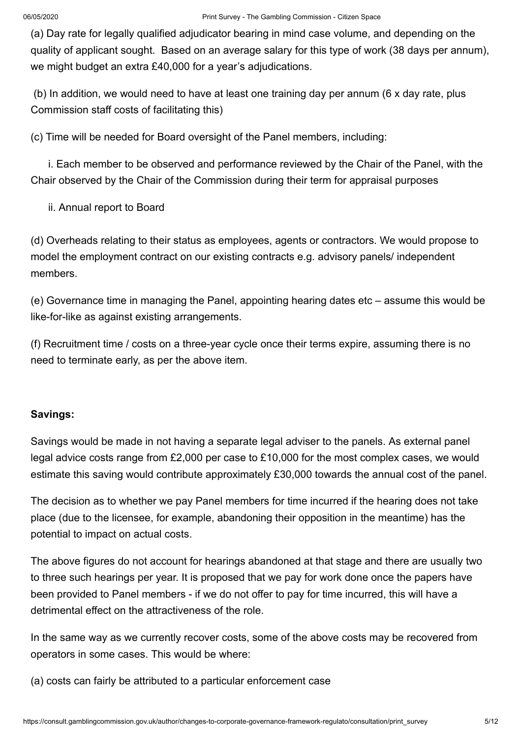(a) Day rate for legally qualified adjudicator bearing in mind case volume, and depending on the quality of applicant sought. Based on an average salary for this type of work (38 days per annum), we might budget an extra £40,000 for a year's adjudications.

(b) In addition, we would need to have at least one training day per annum (6 x day rate, plus Commission staff costs of facilitating this)

(c) Time will be needed for Board oversight of the Panel members, including:

i. Each member to be observed and performance reviewed by the Chair of the Panel, with the Chair observed by the Chair of the Commission during their term for appraisal purposes

ii. Annual report to Board

(d) Overheads relating to their status as employees, agents or contractors. We would propose to model the employment contract on our existing contracts e.g. advisory panels/ independent members.

(e) Governance time in managing the Panel, appointing hearing dates etc – assume this would be like-for-like as against existing arrangements.

(f) Recruitment time / costs on a three-year cycle once their terms expire, assuming there is no need to terminate early, as per the above item.

**Savings:**

Savings would be made in not having a separate legal adviser to the panels. As external panel legal advice costs range from £2,000 per case to £10,000 for the most complex cases, we would estimate this saving would contribute approximately £30,000 towards the annual cost of the panel.

The decision as to whether we pay Panel members for time incurred if the hearing does not take place (due to the licensee, for example, abandoning their opposition in the meantime) has the potential to impact on actual costs.

The above figures do not account for hearings abandoned at that stage and there are usually two to three such hearings per year. It is proposed that we pay for work done once the papers have been provided to Panel members - if we do not offer to pay for time incurred, this will have a detrimental effect on the attractiveness of the role.

In the same way as we currently recover costs, some of the above costs may be recovered from operators in some cases. This would be where:

(a) costs can fairly be attributed to a particular enforcement case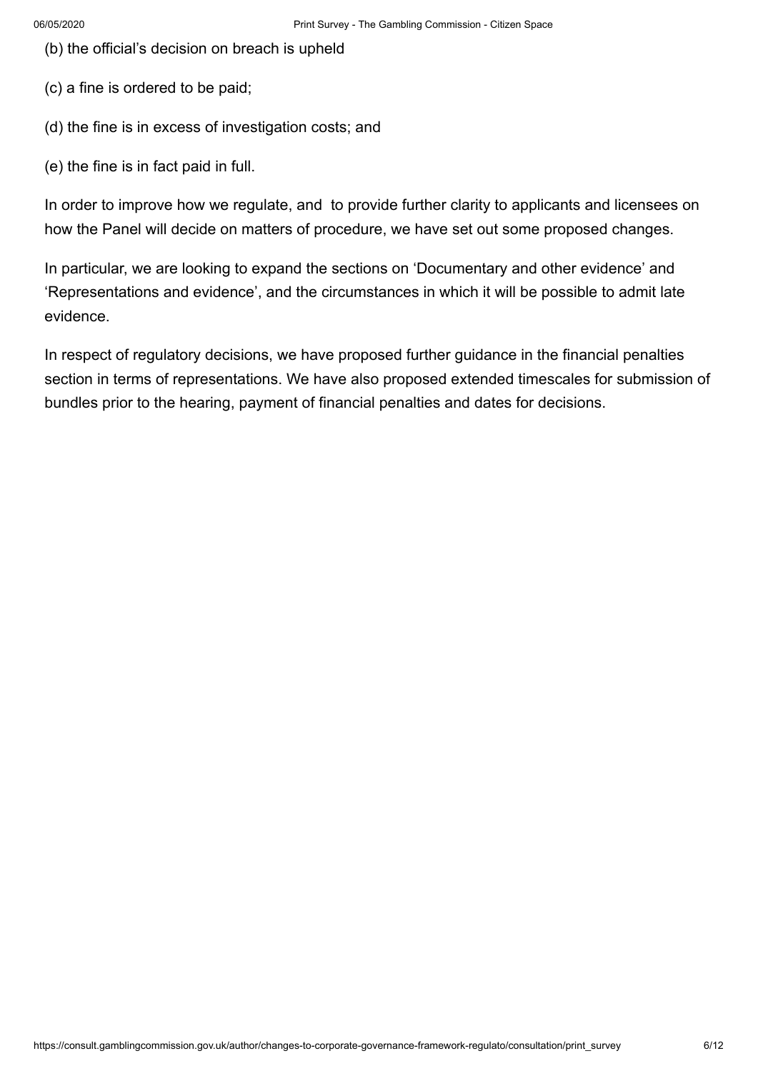(b) the official's decision on breach is upheld

(c) a fine is ordered to be paid;

(d) the fine is in excess of investigation costs; and

(e) the fine is in fact paid in full.

In order to improve how we regulate, and to provide further clarity to applicants and licensees on how the Panel will decide on matters of procedure, we have set out some proposed changes.

In particular, we are looking to expand the sections on 'Documentary and other evidence' and 'Representations and evidence', and the circumstances in which it will be possible to admit late evidence.

In respect of regulatory decisions, we have proposed further guidance in the financial penalties section in terms of representations. We have also proposed extended timescales for submission of bundles prior to the hearing, payment of financial penalties and dates for decisions.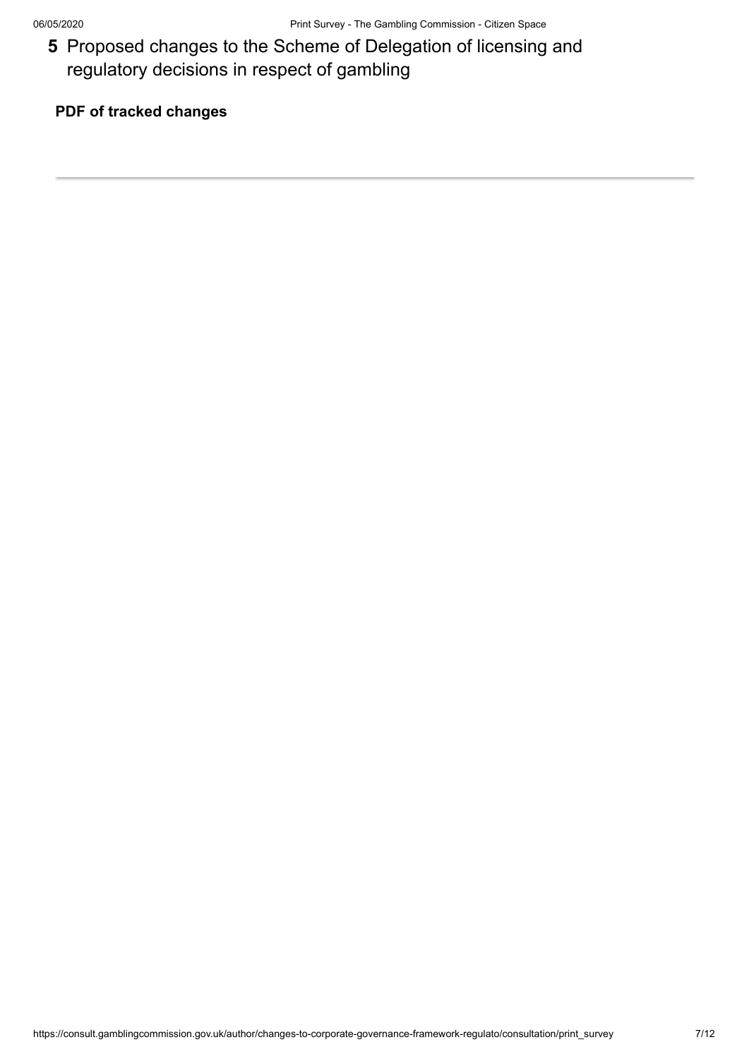## 5 Proposed changes to the Scheme of Delegation of licensing and regulatory decisions in respect of gambling

**PDF of tracked changes**

---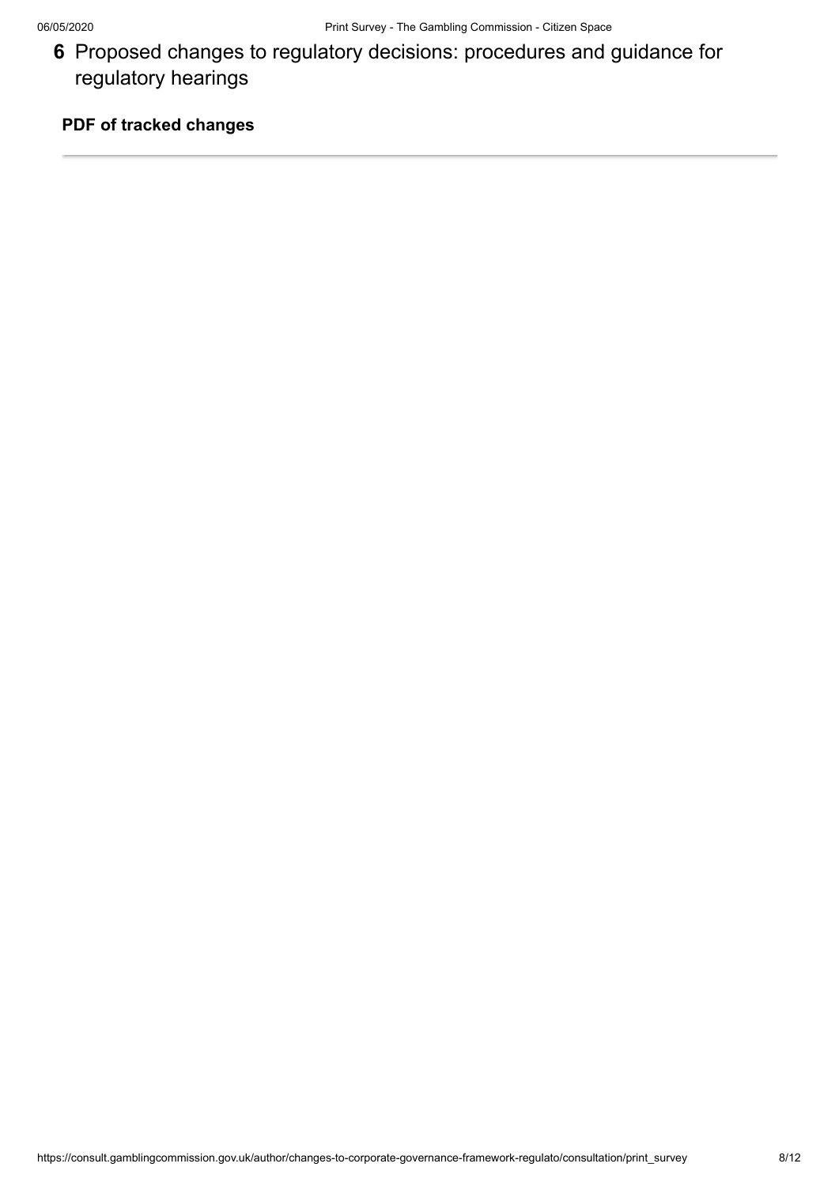## 6 Proposed changes to regulatory decisions: procedures and guidance for regulatory hearings

**PDF of tracked changes**

---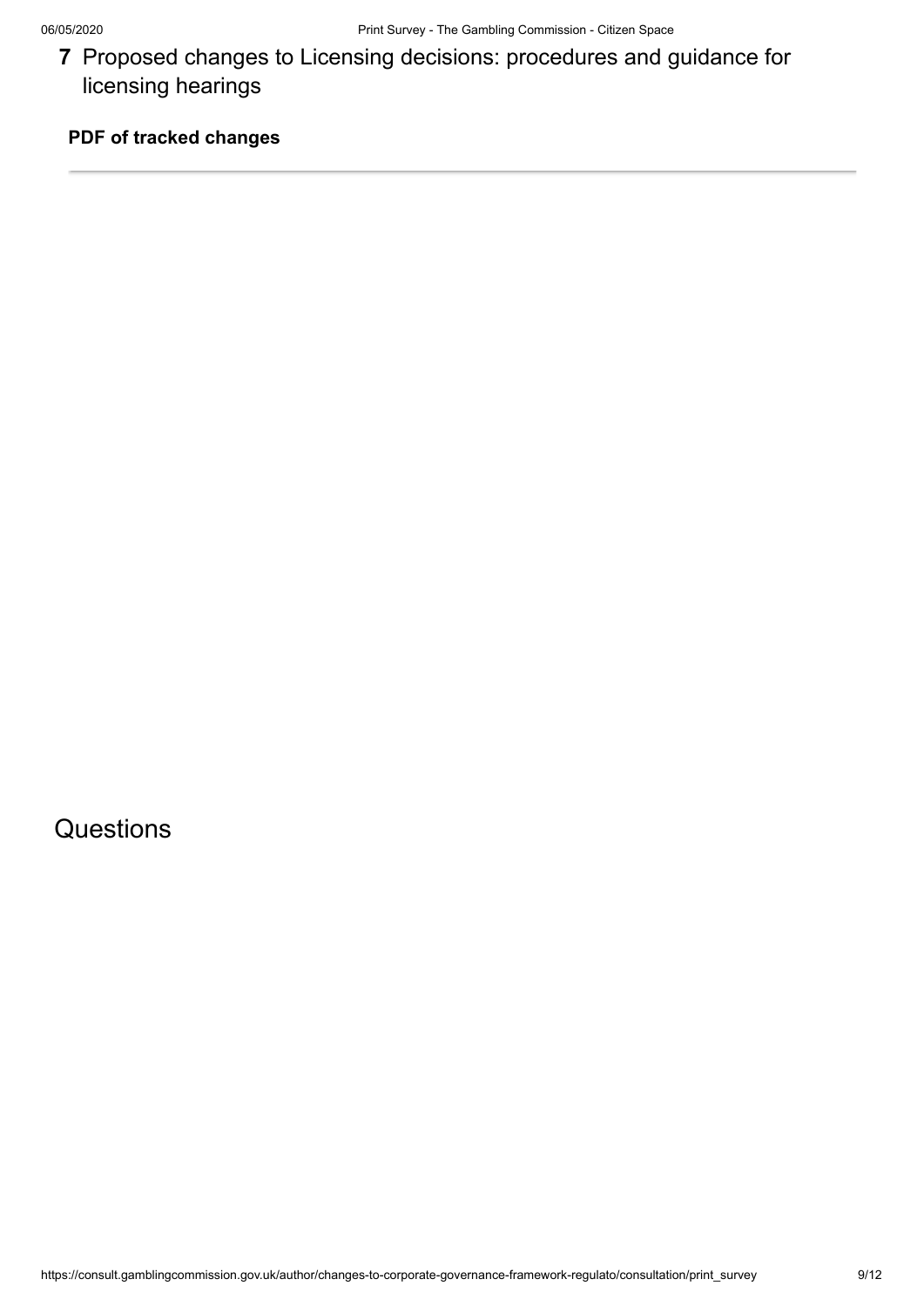## 7 Proposed changes to Licensing decisions: procedures and guidance for licensing hearings

**PDF of tracked changes**

---

# Questions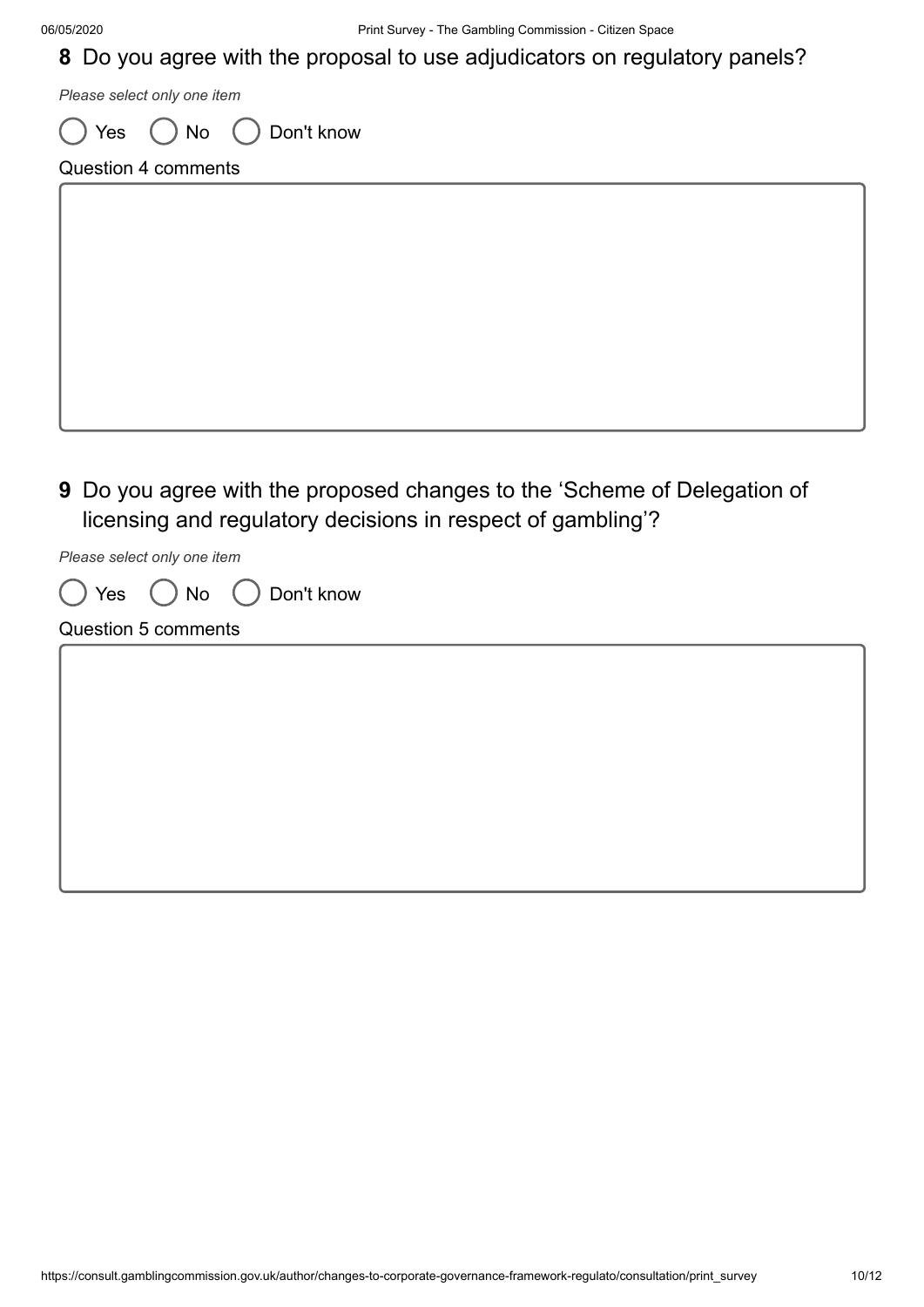## 8 Do you agree with the proposal to use adjudicators on regulatory panels?

*Please select only one item*

( ) Yes ( ) No ( ) Don't know

Question 4 comments

## 9 Do you agree with the proposed changes to the 'Scheme of Delegation of licensing and regulatory decisions in respect of gambling'?

*Please select only one item*

( ) Yes ( ) No ( ) Don't know

Question 5 comments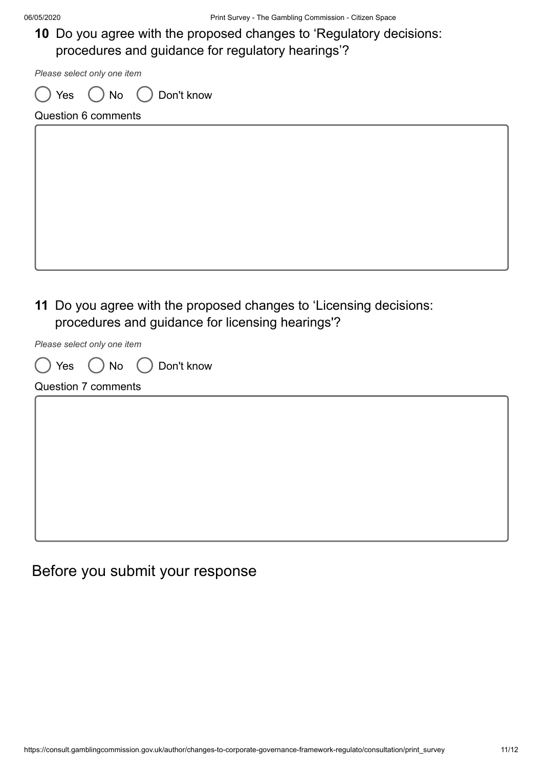**10** Do you agree with the proposed changes to 'Regulatory decisions: procedures and guidance for regulatory hearings'?

*Please select only one item*

( ) Yes ( ) No ( ) Don't know

Question 6 comments

**11** Do you agree with the proposed changes to 'Licensing decisions: procedures and guidance for licensing hearings'?

*Please select only one item*

( ) Yes ( ) No ( ) Don't know

Question 7 comments

## Before you submit your response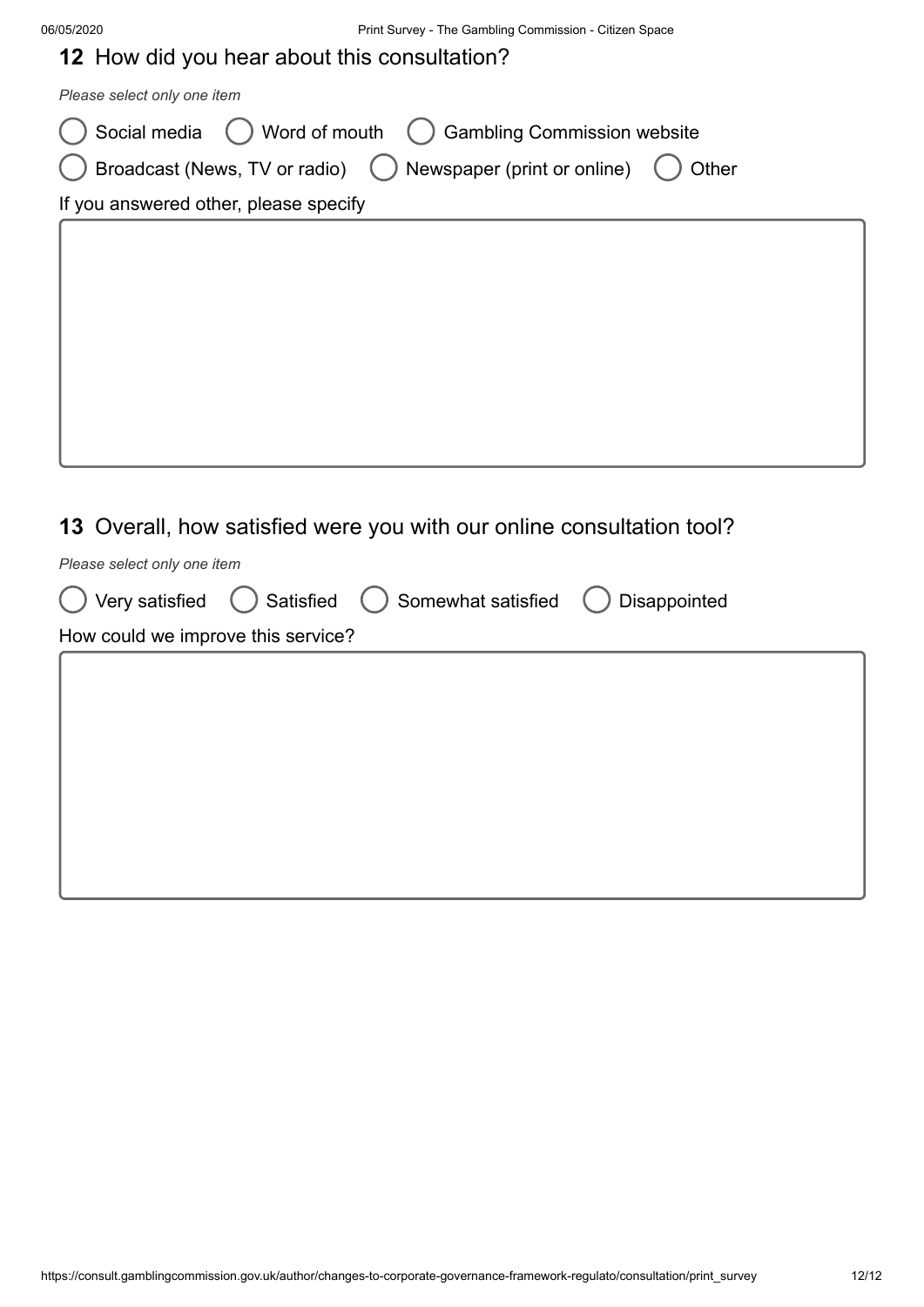## 12 How did you hear about this consultation?

*Please select only one item*

( ) Social media ( ) Word of mouth ( ) Gambling Commission website

( ) Broadcast (News, TV or radio) ( ) Newspaper (print or online) ( ) Other

If you answered other, please specify

## 13 Overall, how satisfied were you with our online consultation tool?

*Please select only one item*

( ) Very satisfied ( ) Satisfied ( ) Somewhat satisfied ( ) Disappointed

How could we improve this service?